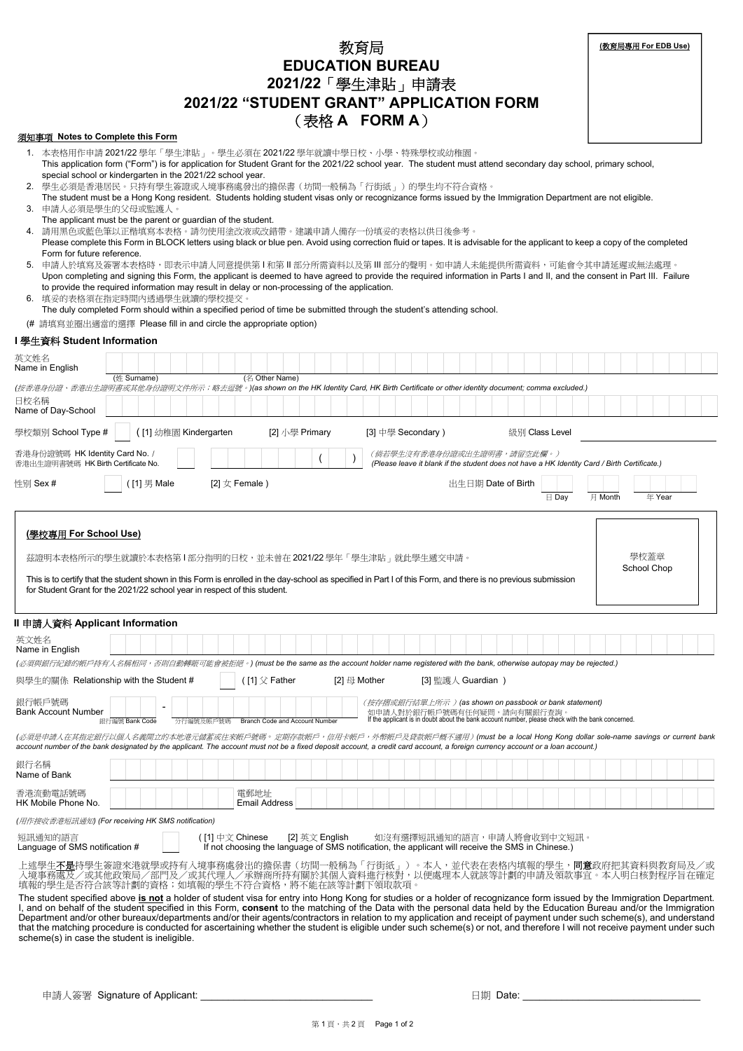**(教育局專用 For EDB Use)**

# 教育局
# EDUCATION BUREAU
# 2021/22「學生津貼」申請表
# 2021/22 "STUDENT GRANT" APPLICATION FORM
# （表格 A FORM A）

**須知事項 Notes to Complete this Form**

1. 本表格用作申請 2021/22 學年「學生津貼」。學生必須在 2021/22 學年就讀中學日校、小學、特殊學校或幼稚園。
   This application form ("Form") is for application for Student Grant for the 2021/22 school year. The student must attend secondary day school, primary school, special school or kindergarten in the 2021/22 school year.
2. 學生必須是香港居民。只持有學生簽證或入境事務處發出的擔保書（坊間一般稱為「行街紙」）的學生均不符合資格。
   The student must be a Hong Kong resident. Students holding student visas only or recognizance forms issued by the Immigration Department are not eligible.
3. 申請人必須是學生的父母或監護人。
   The applicant must be the parent or guardian of the student.
4. 請用黑色或藍色筆以正楷填寫本表格。請勿使用塗改液或改錯帶。建議申請人備存一份填妥的表格以供日後參考。
   Please complete this Form in BLOCK letters using black or blue pen. Avoid using correction fluid or tapes. It is advisable for the applicant to keep a copy of the completed Form for future reference.
5. 申請人於填寫及簽署本表格時，即表示申請人同意提供第 I 和第 II 部分所需資料以及第 III 部分的聲明。如申請人未能提供所需資料，可能會令其申請延遲或無法處理。
   Upon completing and signing this Form, the applicant is deemed to have agreed to provide the required information in Parts I and II, and the consent in Part III. Failure to provide the required information may result in delay or non-processing of the application.
6. 填妥的表格須在指定時間內透過學生就讀的學校提交。
   The duly completed Form should within a specified period of time be submitted through the student's attending school.

(# 請填寫並圈出適當的選擇 Please fill in and circle the appropriate option)

## I 學生資料 Student Information

英文姓名 Name in English: ________________________________
(姓 Surname) (名 Other Name)

*(按香港身份證、香港出生證明書或其他身份證明文件所示；略去逗號。)(as shown on the HK Identity Card, HK Birth Certificate or other identity document; comma excluded.)*

日校名稱 Name of Day-School: ________________________________

學校類別 School Type # ☐ ( [1] 幼稚園 Kindergarten [2] 小學 Primary [3] 中學 Secondary ) 級別 Class Level ________

香港身份證號碼 HK Identity Card No. / 香港出生證明書號碼 HK Birth Certificate No.: ☐ ☐☐☐☐☐☐ ( ☐ )

*（倘若學生沒有香港身份證或出生證明書，請留空此欄。）(Please leave it blank if the student does not have a HK Identity Card / Birth Certificate.)*

性別 Sex # ☐ ( [1] 男 Male [2] 女 Female )

出生日期 Date of Birth: ____ 日 Day ____ 月 Month ____ 年 Year

**(學校專用 For School Use)**

茲證明本表格所示的學生就讀於本表格第 I 部分指明的日校，並未曾在 2021/22 學年「學生津貼」就此學生遞交申請。

This is to certify that the student shown in this Form is enrolled in the day-school as specified in Part I of this Form, and there is no previous submission for Student Grant for the 2021/22 school year in respect of this student.

學校蓋章 School Chop

## II 申請人資料 Applicant Information

英文姓名 Name in English: ________________________________

*(必須與銀行紀錄的帳戶持有人名稱相同，否則自動轉賬可能會被拒絕。) (must be the same as the account holder name registered with the bank, otherwise autopay may be rejected.)*

與學生的關係 Relationship with the Student # ☐ ( [1] 父 Father [2] 母 Mother [3] 監護人 Guardian )

銀行帳戶號碼 Bank Account Number: ☐☐☐ - ☐☐☐☐☐☐☐☐☐☐☐☐
銀行編號 Bank Code 分行編號及帳戶號碼 Branch Code and Account Number

*(按存摺或銀行結單上所示) (as shown on passbook or bank statement)*
如申請人對於銀行帳戶號碼有任何疑問，請向有關銀行查詢。
If the applicant is in doubt about the bank account number, please check with the bank concerned.

*(必須是申請人在其指定銀行以個人名義開立的本地港元儲蓄或往來帳戶號碼。定期存款帳戶，信用卡帳戶，外幣帳戶及貸款帳戶概不適用) (must be a local Hong Kong dollar sole-name savings or current bank account number of the bank designated by the applicant. The account must not be a fixed deposit account, a credit card account, a foreign currency account or a loan account.)*

銀行名稱 Name of Bank: ________________________________

香港流動電話號碼 HK Mobile Phone No.: ____________ 電郵地址 Email Address: ____________

*(用作接收香港短訊通知) (For receiving HK SMS notification)*

短訊通知的語言 Language of SMS notification # ☐ ( [1] 中文 Chinese [2] 英文 English ) 如沒有選擇短訊通知的語言，申請人將會收到中文短訊。
If not choosing the language of SMS notification, the applicant will receive the SMS in Chinese.)

上述學生**不是**持學生簽證來港就學或持有入境事務處發出的擔保書（坊間一般稱為「行街紙」）。本人，並代表在表格內填報的學生，**同意**政府把其資料與教育局及／或入境事務處及／或其他政策局／部門及／或其代理人／承辦商所持有關於其個人資料進行核對，以便處理本人就該等計劃的申請及領款事宜。本人明白核對程序旨在確定填報的學生是否符合該等計劃的資格；如填報的學生不符合資格，將不能在該等計劃下領取款項。

The student specified above **is not** a holder of student visa for entry into Hong Kong for studies or a holder of recognizance form issued by the Immigration Department. I, and on behalf of the student specified in this Form, **consent** to the matching of the Data with the personal data held by the Education Bureau and/or the Immigration Department and/or other bureaux/departments and/or their agents/contractors in relation to my application and receipt of payment under such scheme(s), and understand that the matching procedure is conducted for ascertaining whether the student is eligible under such scheme(s) or not, and therefore I will not receive payment under such scheme(s) in case the student is ineligible.

申請人簽署 Signature of Applicant: ____________________________ 日期 Date: ____________________________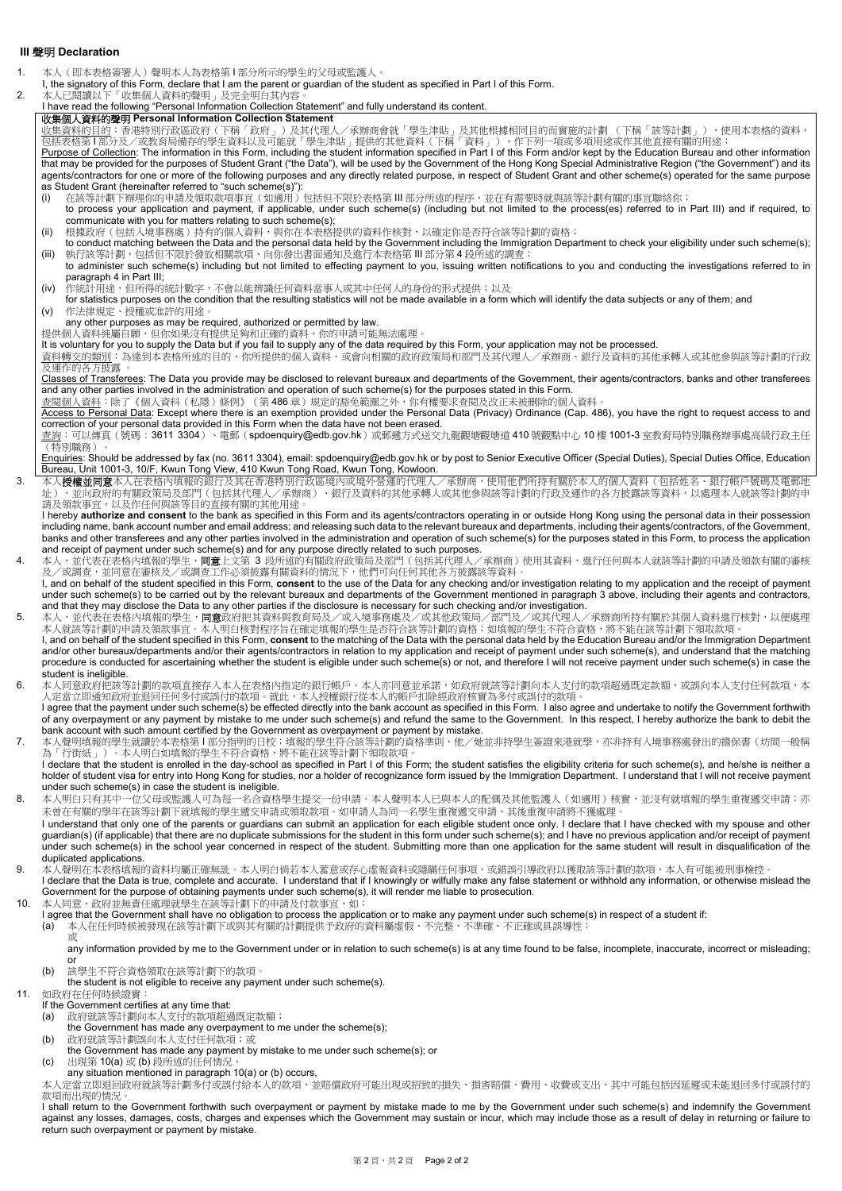## III 聲明 Declaration

1. 本人（即本表格簽署人）聲明本人為表格第 I 部分所示的學生的父母或監護人。
   I, the signatory of this Form, declare that I am the parent or guardian of the student as specified in Part I of this Form.

2. 本人已閱讀以下「收集個人資料的聲明」及完全明白其內容。
   I have read the following "Personal Information Collection Statement" and fully understand its content.

   **收集個人資料的聲明 Personal Information Collection Statement**

   收集資料的目的：香港特別行政區政府（下稱「政府」）及其代理人／承辦商會就「學生津貼」及其他根據相同目的而實施的計劃（下稱「該等計劃」），使用本表格的資料，包括表格第 I 部分及／或教育局備存的學生資料以及可能就「學生津貼」提供的其他資料（下稱「資料」），作下列一項或多項用途或作其他直接有關的用途：

   Purpose of Collection: The information in this Form, including the student information specified in Part I of this Form and/or kept by the Education Bureau and other information that may be provided for the purposes of Student Grant ("the Data"), will be used by the Government of the Hong Kong Special Administrative Region ("the Government") and its agents/contractors for one or more of the following purposes and any directly related purpose, in respect of Student Grant and other scheme(s) operated for the same purpose as Student Grant (hereinafter referred to "such scheme(s)"):

   (i) 在該等計劃下辦理你的申請及領取款項事宜（如適用）包括但不限於表格第 III 部分所述的程序，並在有需要時就與該等計劃有關的事宜聯絡你；
   to process your application and payment, if applicable, under such scheme(s) (including but not limited to the process(es) referred to in Part III) and if required, to communicate with you for matters relating to such scheme(s);

   (ii) 根據政府（包括入境事務處）持有的個人資料，與你在本表格提供的資料作核對，以確定你是否符合該等計劃的資格；
   to conduct matching between the Data and the personal data held by the Government including the Immigration Department to check your eligibility under such scheme(s);

   (iii) 執行該等計劃，包括但不限於發放相關款項、向你發出書面通知及進行本表格第 III 部分第 4 段所述的調查；
   to administer such scheme(s) including but not limited to effecting payment to you, issuing written notifications to you and conducting the investigations referred to in paragraph 4 in Part III;

   (iv) 作統計用途，但所得的統計數字，不會以能辨識任何資料當事人或其中任何人的身份的形式提供；以及
   for statistics purposes on the condition that the resulting statistics will not be made available in a form which will identify the data subjects or any of them; and

   (v) 作法律規定、授權或准許的用途。
   any other purposes as may be required, authorized or permitted by law.

   提供個人資料純屬自願，但你如果沒有提供足夠和正確的資料，你的申請可能無法處理。
   It is voluntary for you to supply the Data but if you fail to supply any of the data required by this Form, your application may not be processed.

   資料轉交的類別：為達到本表格所述的目的，你所提供的個人資料，或會向相關的政府政策局和部門及其代理人／承辦商、銀行及資料的其他承轉人或其他參與該等計劃的行政及運作的各方披露。
   Classes of Transferees: The Data you provide may be disclosed to relevant bureaux and departments of the Government, their agents/contractors, banks and other transferees and any other parties involved in the administration and operation of such scheme(s) for the purposes stated in this Form.

   查閱個人資料：除了《個人資料（私隱）條例》（第 486 章）規定的豁免範圍之外，你有權要求查閱及改正未被刪除的個人資料。
   Access to Personal Data: Except where there is an exemption provided under the Personal Data (Privacy) Ordinance (Cap. 486), you have the right to request access to and correction of your personal data provided in this Form when the data have not been erased.

   查詢：可以傳真（號碼：3611 3304）、電郵（spdoenquiry@edb.gov.hk）或郵遞方式送交九龍觀塘觀塘道 410 號觀點中心 10 樓 1001-3 室教育局特別職務辦事處高級行政主任（特別職務）。
   Enquiries: Should be addressed by fax (no. 3611 3304), email: spdoenquiry@edb.gov.hk or by post to Senior Executive Officer (Special Duties), Special Duties Office, Education Bureau, Unit 1001-3, 10/F, Kwun Tong View, 410 Kwun Tong Road, Kwun Tong, Kowloon.

3. 本人**授權並同意**本人在表格內填報的銀行及其在香港特別行政區境內或境外營運的代理人／承辦商，使用他們所持有關於本人的個人資料（包括姓名、銀行帳戶號碼及電郵地址），並向政府的有關政策局及部門（包括其代理人／承辦商）、銀行及資料的其他承轉人或其他參與該等計劃的行政及運作的各方披露該等資料，以處理本人就該等計劃的申請及領款事宜，以及作任何與該等目的直接有關的其他用途。
   I hereby **authorize and consent** to the bank as specified in this Form and its agents/contractors operating in or outside Hong Kong using the personal data in their possession including name, bank account number and email address; and releasing such data to the relevant bureaux and departments, including their agents/contractors, of the Government, banks and other transferees and any other parties involved in the administration and operation of such scheme(s) for the purposes stated in this Form, to process the application and receipt of payment under such scheme(s) and for any purpose directly related to such purposes.

4. 本人，並代表在表格內填報的學生，**同意**上文第 3 段所述的有關政府政策局及部門（包括其代理人／承辦商）使用其資料，進行任何與本人就該等計劃的申請及領款有關的審核及／或調查，並同意在審核及／或調查工作必須披露有關資料的情況下，他們可向任何其他各方披露該等資料。
   I, and on behalf of the student specified in this Form, **consent** to the use of the Data for any checking and/or investigation relating to my application and the receipt of payment under such scheme(s) to be carried out by the relevant bureaux and departments of the Government mentioned in paragraph 3 above, including their agents and contractors, and that they may disclose the Data to any other parties if the disclosure is necessary for such checking and/or investigation.

5. 本人，並代表在表格內填報的學生，**同意**政府把其資料與教育局及／或入境事務處及／或其他政策局／部門及／或其代理人／承辦商所持有關於其個人資料進行核對，以便處理本人就該等計劃的申請及領款事宜。本人明白核對程序旨在確定填報的學生是否符合該等計劃的資格；如填報的學生不符合資格，將不能在該等計劃下領取款項。
   I, and on behalf of the student specified in this Form, **consent** to the matching of the Data with the personal data held by the Education Bureau and/or the Immigration Department and/or other bureaux/departments and/or their agents/contractors in relation to my application and receipt of payment under such scheme(s), and understand that the matching procedure is conducted for ascertaining whether the student is eligible under such scheme(s) or not, and therefore I will not receive payment under such scheme(s) in case the student is ineligible.

6. 本人同意政府把該等計劃的款項直接存入本人在表格內指定的銀行帳戶。本人亦同意並承諾，如政府就該等計劃向本人支付的款項超過既定款額，或誤向本人支付任何款項，本人定當立即通知政府並退回任何多付或誤付的款項。就此，本人授權銀行從本人的帳戶扣除經政府核實為多付或誤付的款項。
   I agree that the payment under such scheme(s) be effected directly into the bank account as specified in this Form. I also agree and undertake to notify the Government forthwith of any overpayment or any payment by mistake to me under such scheme(s) and refund the same to the Government. In this respect, I hereby authorize the bank to debit the bank account with such amount certified by the Government as overpayment or payment by mistake.

7. 本人聲明填報的學生就讀於本表格第 I 部分指明的日校；填報的學生符合該等計劃的資格準則，他／她並非持學生簽證來港就學，亦非持有入境事務處發出的擔保書（坊間一般稱為「行街紙」）。本人明白如填報的學生不符合資格，將不能在該等計劃下領取款項。
   I declare that the student is enrolled in the day-school as specified in Part I of this Form; the student satisfies the eligibility criteria for such scheme(s), and he/she is neither a holder of student visa for entry into Hong Kong for studies, nor a holder of recognizance form issued by the Immigration Department. I understand that I will not receive payment under such scheme(s) in case the student is ineligible.

8. 本人明白只有其中一位父母或監護人可為每一名合資格學生提交一份申請。本人聲明本人已與本人的配偶及其他監護人（如適用）核實，並沒有就填報的學生重複遞交申請；亦未曾在有關的學年在該等計劃下就填報的學生遞交申請或領取款項。如申請人為同一名學生重複遞交申請，其後重複申請將不獲處理。
   I understand that only one of the parents or guardians can submit an application for each eligible student once only. I declare that I have checked with my spouse and other guardian(s) (if applicable) that there are no duplicate submissions for the student in this form under such scheme(s); and I have no previous application and/or receipt of payment under such scheme(s) in the school year concerned in respect of the student. Submitting more than one application for the same student will result in disqualification of the duplicated applications.

9. 本人聲明在本表格填報的資料均屬正確無訛。本人明白倘若本人蓄意或存心虛報資料或隱瞞任何事項，或錯誤引導政府以獲取該等計劃的款項，本人有可能被刑事檢控。
   I declare that the Data is true, complete and accurate. I understand that if I knowingly or wilfully make any false statement or withhold any information, or otherwise mislead the Government for the purpose of obtaining payments under such scheme(s), it will render me liable to prosecution.

10. 本人同意，政府並無責任處理就學生在該等計劃下的申請及付款事宜，如：
    I agree that the Government shall have no obligation to process the application or to make any payment under such scheme(s) in respect of a student if:

    (a) 本人在任何時候被發現在該等計劃下或與其有關的計劃提供予政府的資料屬虛假、不完整、不準確、不正確或具誤導性；
    或
    any information provided by me to the Government under or in relation to such scheme(s) is at any time found to be false, incomplete, inaccurate, incorrect or misleading;
    or

    (b) 該學生不符合資格領取在該等計劃下的款項。
    the student is not eligible to receive any payment under such scheme(s).

11. 如政府在任何時候證實：
    If the Government certifies at any time that:

    (a) 政府就該等計劃向本人支付的款項超過既定款額；
    the Government has made any overpayment to me under the scheme(s);

    (b) 政府就該等計劃誤向本人支付任何款項；或
    the Government has made any payment by mistake to me under such scheme(s); or

    (c) 出現第 10(a) 或 (b) 段所述的任何情況，
    any situation mentioned in paragraph 10(a) or (b) occurs,

    本人定當立即退回政府就該等計劃多付或誤付給本人的款項，並賠償政府可能出現或招致的損失、損害賠償、費用、收費或支出，其中可能包括因延遲或未能退回多付或誤付的款項而出現的情況。
    I shall return to the Government forthwith such overpayment or payment by mistake made to me by the Government under such scheme(s) and indemnify the Government against any losses, damages, costs, charges and expenses which the Government may sustain or incur, which may include those as a result of delay in returning or failure to return such overpayment or payment by mistake.